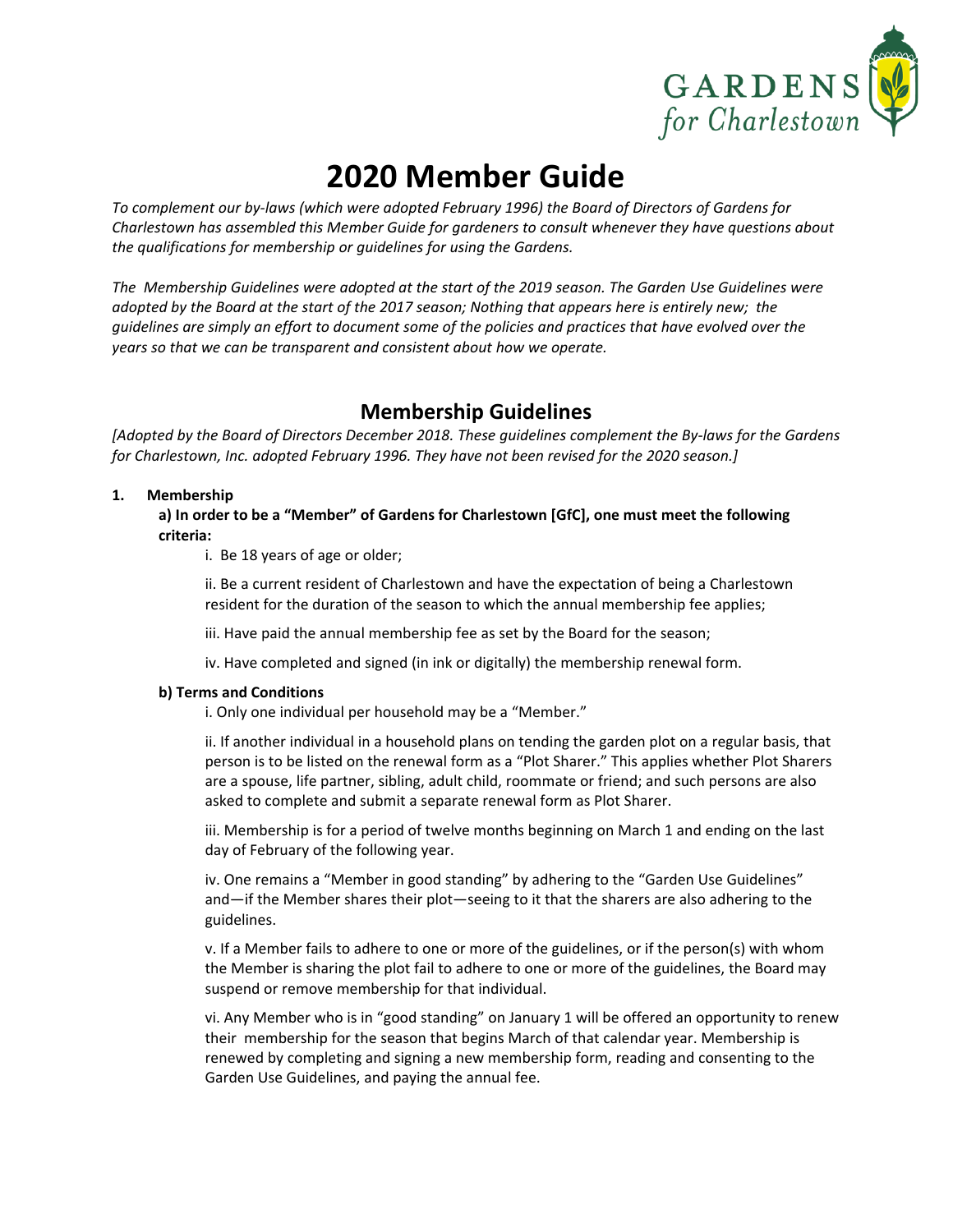GARDENS *for Charlestown*

# 2020 Member Guide

*To complement our by-laws (which were adopted February 1996) the Board of Directors of Gardens for Charlestown has assembled this Member Guide for gardeners to consult whenever they have questions about the qualifications for membership or guidelines for using the Gardens.*

*The Membership Guidelines were adopted at the start of the 2019 season. The Garden Use Guidelines were adopted by the Board at the start of the 2017 season; Nothing that appears here is entirely new; the guidelines are simply an effort to document some of the policies and practices that have evolved over the years so that we can be transparent and consistent about how we operate.*

## Membership Guidelines

*[Adopted by the Board of Directors December 2018. These guidelines complement the By-laws for the Gardens for Charlestown, Inc. adopted February 1996. They have not been revised for the 2020 season.]*

**1. Membership**

**a) In order to be a "Member" of Gardens for Charlestown [GfC], one must meet the following criteria:**

i. Be 18 years of age or older;

ii. Be a current resident of Charlestown and have the expectation of being a Charlestown resident for the duration of the season to which the annual membership fee applies;

iii. Have paid the annual membership fee as set by the Board for the season;

iv. Have completed and signed (in ink or digitally) the membership renewal form.

**b) Terms and Conditions**

i. Only one individual per household may be a "Member."

ii. If another individual in a household plans on tending the garden plot on a regular basis, that person is to be listed on the renewal form as a "Plot Sharer." This applies whether Plot Sharers are a spouse, life partner, sibling, adult child, roommate or friend; and such persons are also asked to complete and submit a separate renewal form as Plot Sharer.

iii. Membership is for a period of twelve months beginning on March 1 and ending on the last day of February of the following year.

iv. One remains a "Member in good standing" by adhering to the "Garden Use Guidelines" and—if the Member shares their plot—seeing to it that the sharers are also adhering to the guidelines.

v. If a Member fails to adhere to one or more of the guidelines, or if the person(s) with whom the Member is sharing the plot fail to adhere to one or more of the guidelines, the Board may suspend or remove membership for that individual.

vi. Any Member who is in "good standing" on January 1 will be offered an opportunity to renew their membership for the season that begins March of that calendar year. Membership is renewed by completing and signing a new membership form, reading and consenting to the Garden Use Guidelines, and paying the annual fee.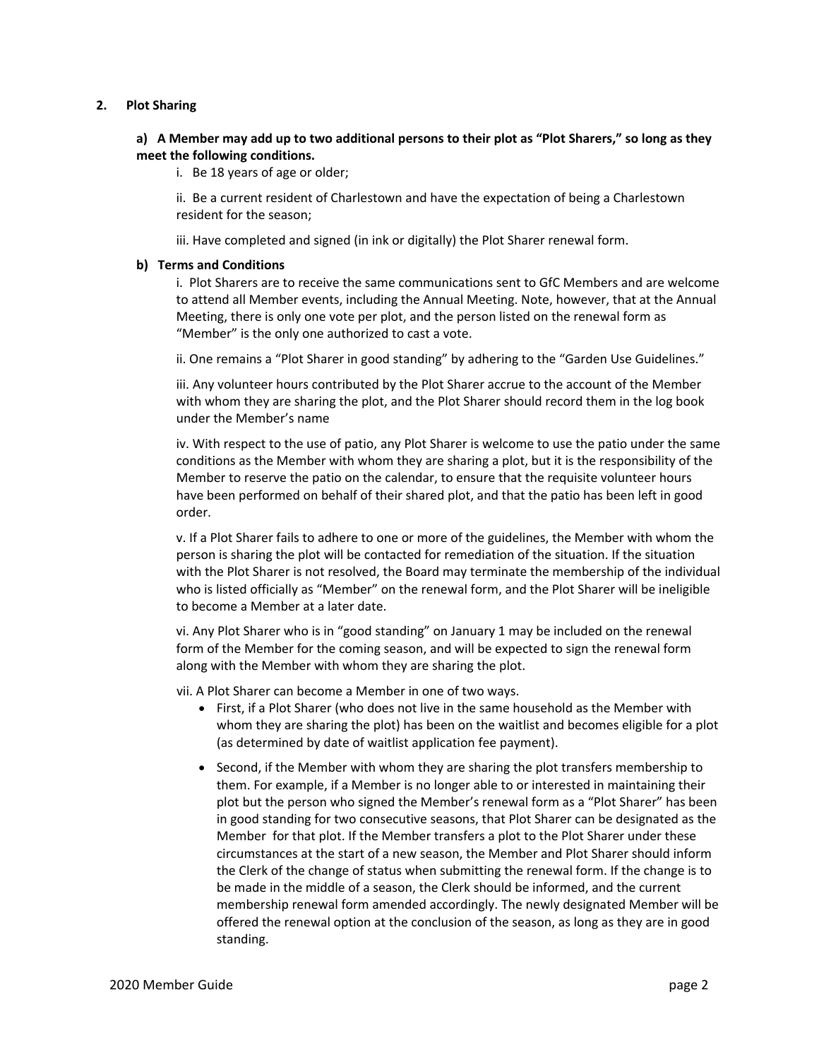## 2. Plot Sharing

### a) A Member may add up to two additional persons to their plot as "Plot Sharers," so long as they meet the following conditions.

i. Be 18 years of age or older;

ii. Be a current resident of Charlestown and have the expectation of being a Charlestown resident for the season;

iii. Have completed and signed (in ink or digitally) the Plot Sharer renewal form.

### b) Terms and Conditions

i. Plot Sharers are to receive the same communications sent to GfC Members and are welcome to attend all Member events, including the Annual Meeting. Note, however, that at the Annual Meeting, there is only one vote per plot, and the person listed on the renewal form as "Member" is the only one authorized to cast a vote.

ii. One remains a "Plot Sharer in good standing" by adhering to the "Garden Use Guidelines."

iii. Any volunteer hours contributed by the Plot Sharer accrue to the account of the Member with whom they are sharing the plot, and the Plot Sharer should record them in the log book under the Member's name

iv. With respect to the use of patio, any Plot Sharer is welcome to use the patio under the same conditions as the Member with whom they are sharing a plot, but it is the responsibility of the Member to reserve the patio on the calendar, to ensure that the requisite volunteer hours have been performed on behalf of their shared plot, and that the patio has been left in good order.

v. If a Plot Sharer fails to adhere to one or more of the guidelines, the Member with whom the person is sharing the plot will be contacted for remediation of the situation. If the situation with the Plot Sharer is not resolved, the Board may terminate the membership of the individual who is listed officially as "Member" on the renewal form, and the Plot Sharer will be ineligible to become a Member at a later date.

vi. Any Plot Sharer who is in "good standing" on January 1 may be included on the renewal form of the Member for the coming season, and will be expected to sign the renewal form along with the Member with whom they are sharing the plot.

vii. A Plot Sharer can become a Member in one of two ways.

- First, if a Plot Sharer (who does not live in the same household as the Member with whom they are sharing the plot) has been on the waitlist and becomes eligible for a plot (as determined by date of waitlist application fee payment).
- Second, if the Member with whom they are sharing the plot transfers membership to them. For example, if a Member is no longer able to or interested in maintaining their plot but the person who signed the Member's renewal form as a "Plot Sharer" has been in good standing for two consecutive seasons, that Plot Sharer can be designated as the Member for that plot. If the Member transfers a plot to the Plot Sharer under these circumstances at the start of a new season, the Member and Plot Sharer should inform the Clerk of the change of status when submitting the renewal form. If the change is to be made in the middle of a season, the Clerk should be informed, and the current membership renewal form amended accordingly. The newly designated Member will be offered the renewal option at the conclusion of the season, as long as they are in good standing.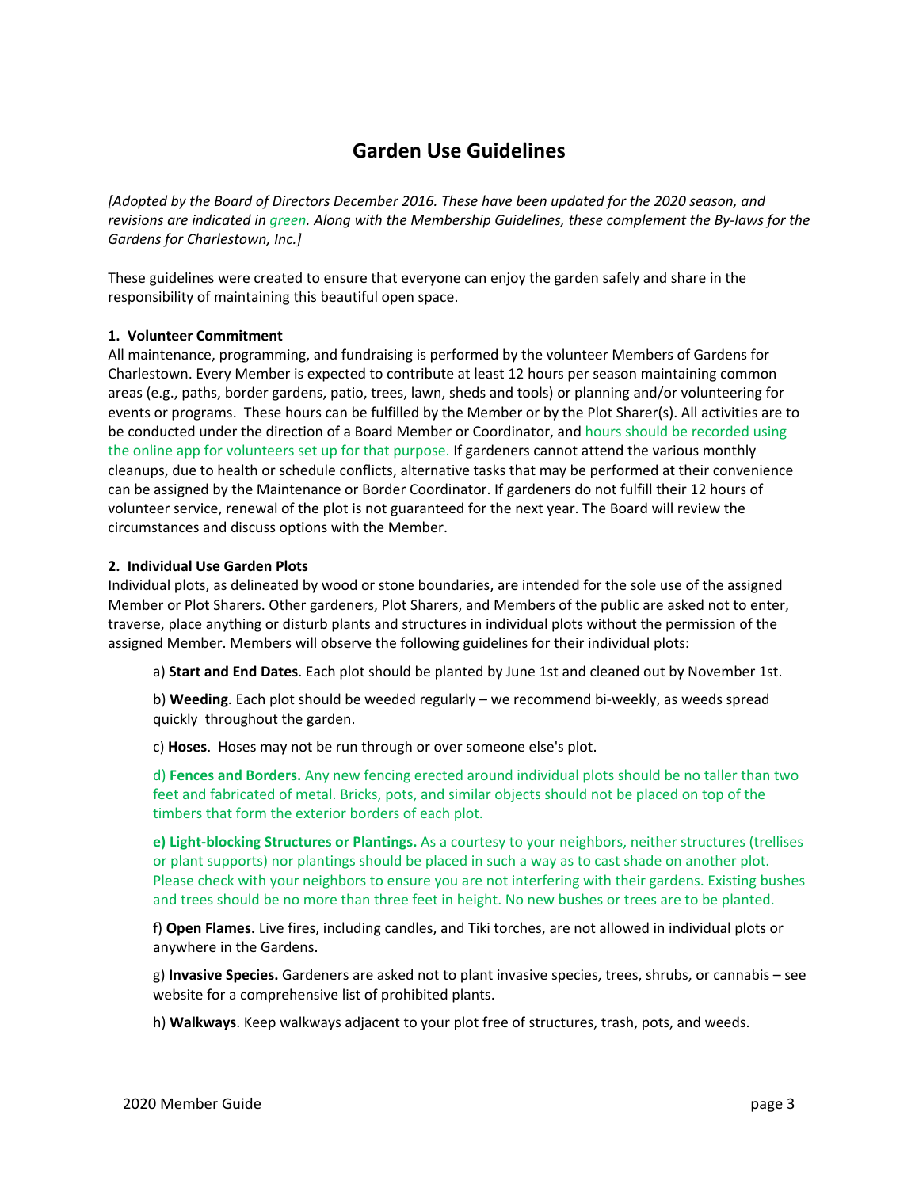# Garden Use Guidelines

*[Adopted by the Board of Directors December 2016. These have been updated for the 2020 season, and revisions are indicated in green. Along with the Membership Guidelines, these complement the By-laws for the Gardens for Charlestown, Inc.]*

These guidelines were created to ensure that everyone can enjoy the garden safely and share in the responsibility of maintaining this beautiful open space.

**1. Volunteer Commitment**

All maintenance, programming, and fundraising is performed by the volunteer Members of Gardens for Charlestown. Every Member is expected to contribute at least 12 hours per season maintaining common areas (e.g., paths, border gardens, patio, trees, lawn, sheds and tools) or planning and/or volunteering for events or programs. These hours can be fulfilled by the Member or by the Plot Sharer(s). All activities are to be conducted under the direction of a Board Member or Coordinator, and hours should be recorded using the online app for volunteers set up for that purpose. If gardeners cannot attend the various monthly cleanups, due to health or schedule conflicts, alternative tasks that may be performed at their convenience can be assigned by the Maintenance or Border Coordinator. If gardeners do not fulfill their 12 hours of volunteer service, renewal of the plot is not guaranteed for the next year. The Board will review the circumstances and discuss options with the Member.

**2. Individual Use Garden Plots**

Individual plots, as delineated by wood or stone boundaries, are intended for the sole use of the assigned Member or Plot Sharers. Other gardeners, Plot Sharers, and Members of the public are asked not to enter, traverse, place anything or disturb plants and structures in individual plots without the permission of the assigned Member. Members will observe the following guidelines for their individual plots:

a) **Start and End Dates**. Each plot should be planted by June 1st and cleaned out by November 1st.

b) **Weeding**. Each plot should be weeded regularly – we recommend bi-weekly, as weeds spread quickly throughout the garden.

c) **Hoses**. Hoses may not be run through or over someone else's plot.

d) **Fences and Borders.** Any new fencing erected around individual plots should be no taller than two feet and fabricated of metal. Bricks, pots, and similar objects should not be placed on top of the timbers that form the exterior borders of each plot.

e) **Light-blocking Structures or Plantings.** As a courtesy to your neighbors, neither structures (trellises or plant supports) nor plantings should be placed in such a way as to cast shade on another plot. Please check with your neighbors to ensure you are not interfering with their gardens. Existing bushes and trees should be no more than three feet in height. No new bushes or trees are to be planted.

f) **Open Flames.** Live fires, including candles, and Tiki torches, are not allowed in individual plots or anywhere in the Gardens.

g) **Invasive Species.** Gardeners are asked not to plant invasive species, trees, shrubs, or cannabis – see website for a comprehensive list of prohibited plants.

h) **Walkways**. Keep walkways adjacent to your plot free of structures, trash, pots, and weeds.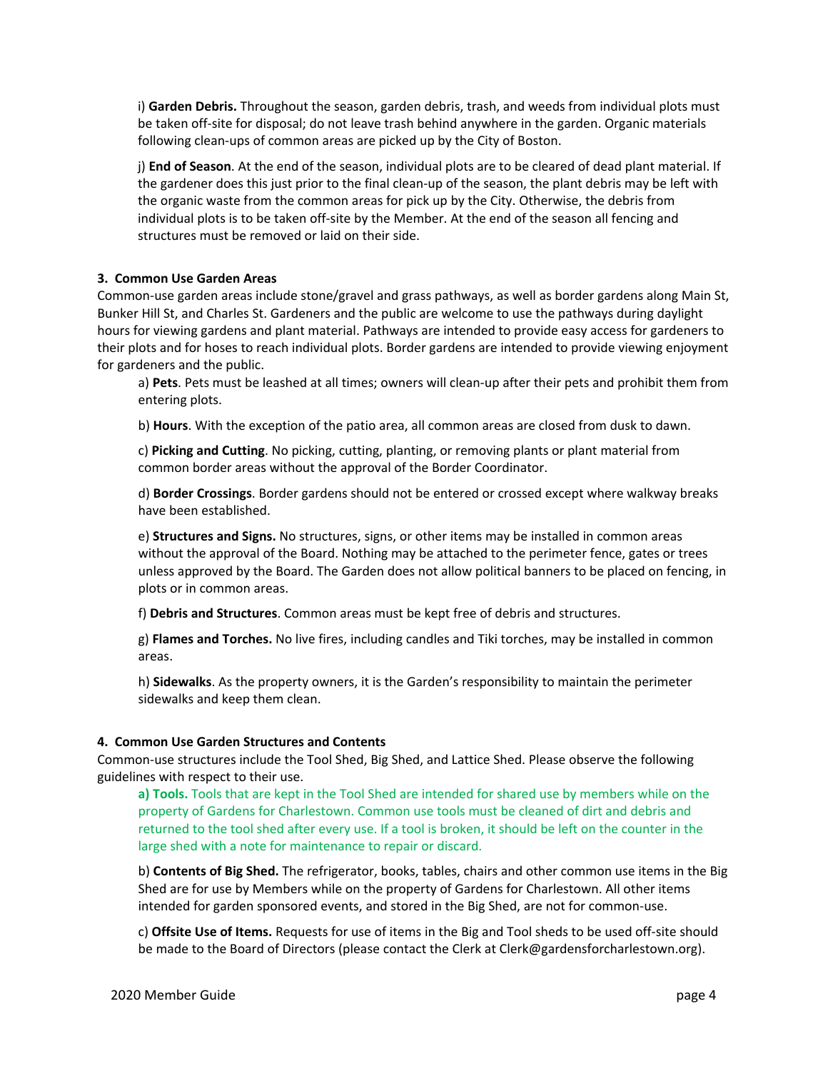i) **Garden Debris.** Throughout the season, garden debris, trash, and weeds from individual plots must be taken off-site for disposal; do not leave trash behind anywhere in the garden. Organic materials following clean-ups of common areas are picked up by the City of Boston.

j) **End of Season**. At the end of the season, individual plots are to be cleared of dead plant material. If the gardener does this just prior to the final clean-up of the season, the plant debris may be left with the organic waste from the common areas for pick up by the City. Otherwise, the debris from individual plots is to be taken off-site by the Member. At the end of the season all fencing and structures must be removed or laid on their side.

**3. Common Use Garden Areas**

Common-use garden areas include stone/gravel and grass pathways, as well as border gardens along Main St, Bunker Hill St, and Charles St. Gardeners and the public are welcome to use the pathways during daylight hours for viewing gardens and plant material. Pathways are intended to provide easy access for gardeners to their plots and for hoses to reach individual plots. Border gardens are intended to provide viewing enjoyment for gardeners and the public.

a) **Pets**. Pets must be leashed at all times; owners will clean-up after their pets and prohibit them from entering plots.

b) **Hours**. With the exception of the patio area, all common areas are closed from dusk to dawn.

c) **Picking and Cutting**. No picking, cutting, planting, or removing plants or plant material from common border areas without the approval of the Border Coordinator.

d) **Border Crossings**. Border gardens should not be entered or crossed except where walkway breaks have been established.

e) **Structures and Signs.** No structures, signs, or other items may be installed in common areas without the approval of the Board. Nothing may be attached to the perimeter fence, gates or trees unless approved by the Board. The Garden does not allow political banners to be placed on fencing, in plots or in common areas.

f) **Debris and Structures**. Common areas must be kept free of debris and structures.

g) **Flames and Torches.** No live fires, including candles and Tiki torches, may be installed in common areas.

h) **Sidewalks**. As the property owners, it is the Garden's responsibility to maintain the perimeter sidewalks and keep them clean.

**4. Common Use Garden Structures and Contents**

Common-use structures include the Tool Shed, Big Shed, and Lattice Shed. Please observe the following guidelines with respect to their use.

**a) Tools.** Tools that are kept in the Tool Shed are intended for shared use by members while on the property of Gardens for Charlestown. Common use tools must be cleaned of dirt and debris and returned to the tool shed after every use. If a tool is broken, it should be left on the counter in the large shed with a note for maintenance to repair or discard.

b) **Contents of Big Shed.** The refrigerator, books, tables, chairs and other common use items in the Big Shed are for use by Members while on the property of Gardens for Charlestown. All other items intended for garden sponsored events, and stored in the Big Shed, are not for common-use.

c) **Offsite Use of Items.** Requests for use of items in the Big and Tool sheds to be used off-site should be made to the Board of Directors (please contact the Clerk at Clerk@gardensforcharlestown.org).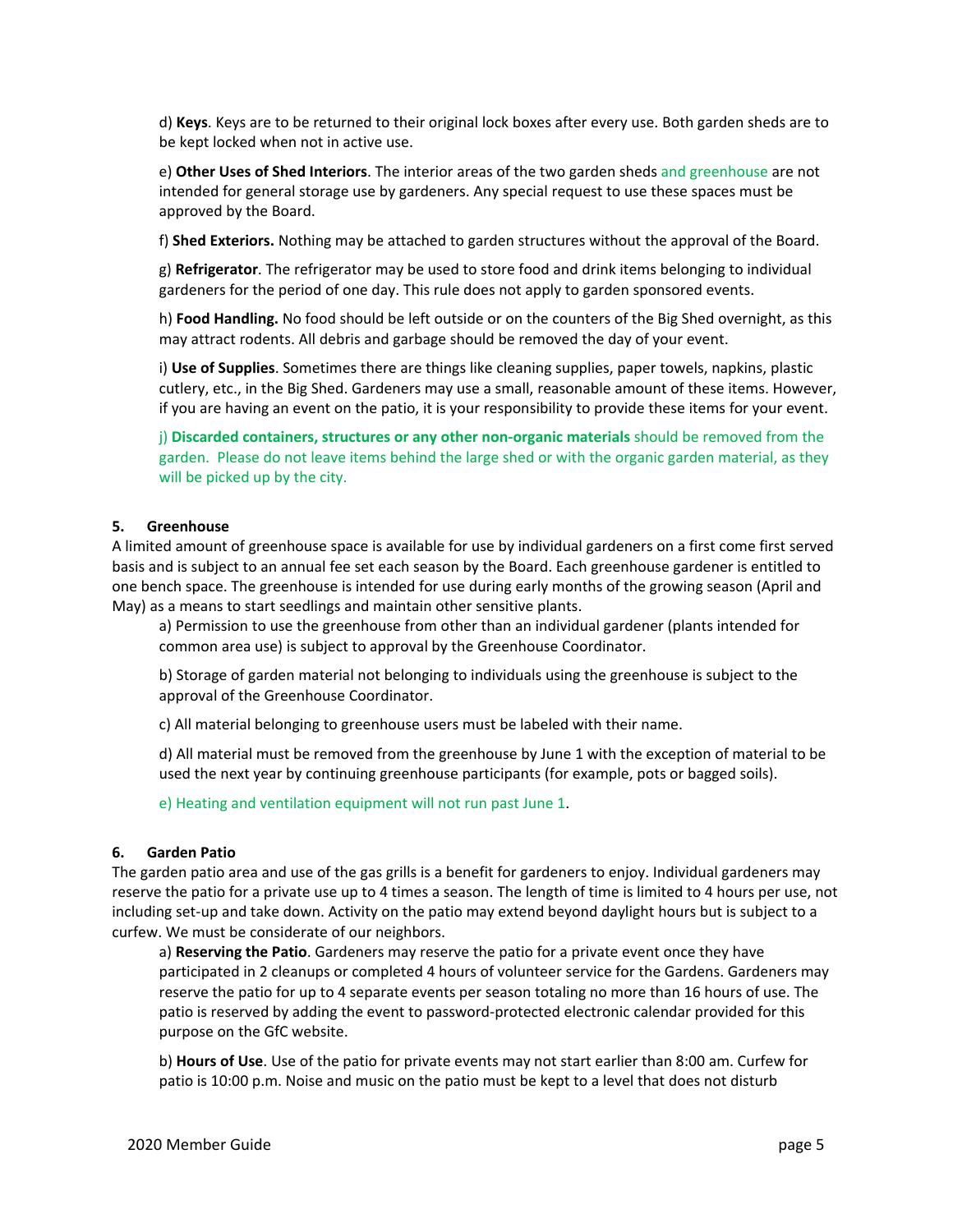d) **Keys**. Keys are to be returned to their original lock boxes after every use. Both garden sheds are to be kept locked when not in active use.

e) **Other Uses of Shed Interiors**. The interior areas of the two garden sheds and greenhouse are not intended for general storage use by gardeners. Any special request to use these spaces must be approved by the Board.

f) **Shed Exteriors.** Nothing may be attached to garden structures without the approval of the Board.

g) **Refrigerator**. The refrigerator may be used to store food and drink items belonging to individual gardeners for the period of one day. This rule does not apply to garden sponsored events.

h) **Food Handling.** No food should be left outside or on the counters of the Big Shed overnight, as this may attract rodents. All debris and garbage should be removed the day of your event.

i) **Use of Supplies**. Sometimes there are things like cleaning supplies, paper towels, napkins, plastic cutlery, etc., in the Big Shed. Gardeners may use a small, reasonable amount of these items. However, if you are having an event on the patio, it is your responsibility to provide these items for your event.

j) **Discarded containers, structures or any other non-organic materials** should be removed from the garden. Please do not leave items behind the large shed or with the organic garden material, as they will be picked up by the city.

### 5. Greenhouse

A limited amount of greenhouse space is available for use by individual gardeners on a first come first served basis and is subject to an annual fee set each season by the Board. Each greenhouse gardener is entitled to one bench space. The greenhouse is intended for use during early months of the growing season (April and May) as a means to start seedlings and maintain other sensitive plants.

a) Permission to use the greenhouse from other than an individual gardener (plants intended for common area use) is subject to approval by the Greenhouse Coordinator.

b) Storage of garden material not belonging to individuals using the greenhouse is subject to the approval of the Greenhouse Coordinator.

c) All material belonging to greenhouse users must be labeled with their name.

d) All material must be removed from the greenhouse by June 1 with the exception of material to be used the next year by continuing greenhouse participants (for example, pots or bagged soils).

e) Heating and ventilation equipment will not run past June 1.

### 6. Garden Patio

The garden patio area and use of the gas grills is a benefit for gardeners to enjoy. Individual gardeners may reserve the patio for a private use up to 4 times a season. The length of time is limited to 4 hours per use, not including set-up and take down. Activity on the patio may extend beyond daylight hours but is subject to a curfew. We must be considerate of our neighbors.

a) **Reserving the Patio**. Gardeners may reserve the patio for a private event once they have participated in 2 cleanups or completed 4 hours of volunteer service for the Gardens. Gardeners may reserve the patio for up to 4 separate events per season totaling no more than 16 hours of use. The patio is reserved by adding the event to password-protected electronic calendar provided for this purpose on the GfC website.

b) **Hours of Use**. Use of the patio for private events may not start earlier than 8:00 am. Curfew for patio is 10:00 p.m. Noise and music on the patio must be kept to a level that does not disturb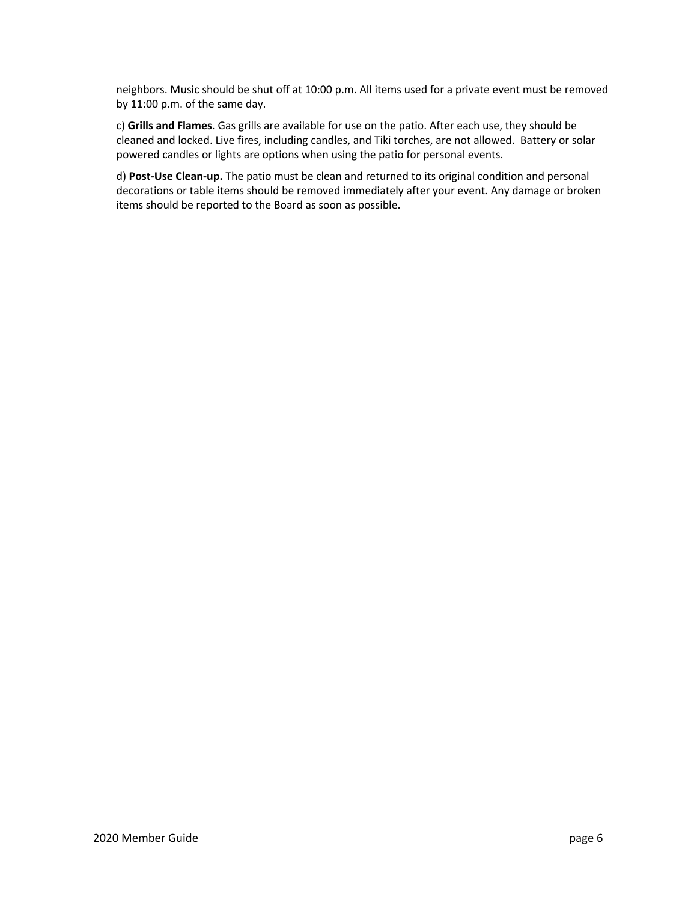neighbors. Music should be shut off at 10:00 p.m. All items used for a private event must be removed by 11:00 p.m. of the same day.

c) **Grills and Flames**. Gas grills are available for use on the patio. After each use, they should be cleaned and locked. Live fires, including candles, and Tiki torches, are not allowed. Battery or solar powered candles or lights are options when using the patio for personal events.

d) **Post-Use Clean-up.** The patio must be clean and returned to its original condition and personal decorations or table items should be removed immediately after your event. Any damage or broken items should be reported to the Board as soon as possible.